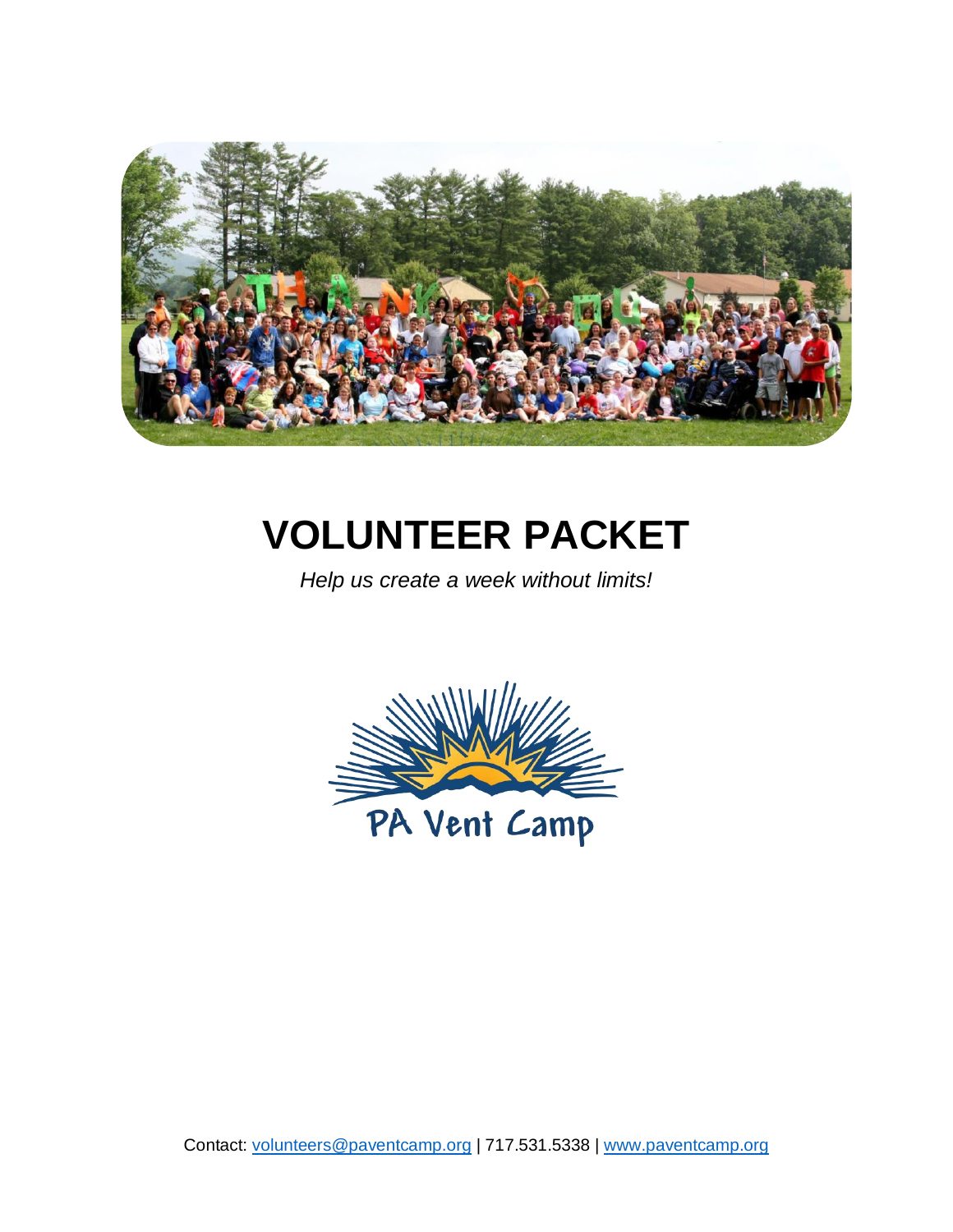# VOLUNTEER PACKET

*Help us create a week without limits!*

PA Vent Camp

Contact: volunteers@paventcamp.org | 717.531.5338 | www.paventcamp.org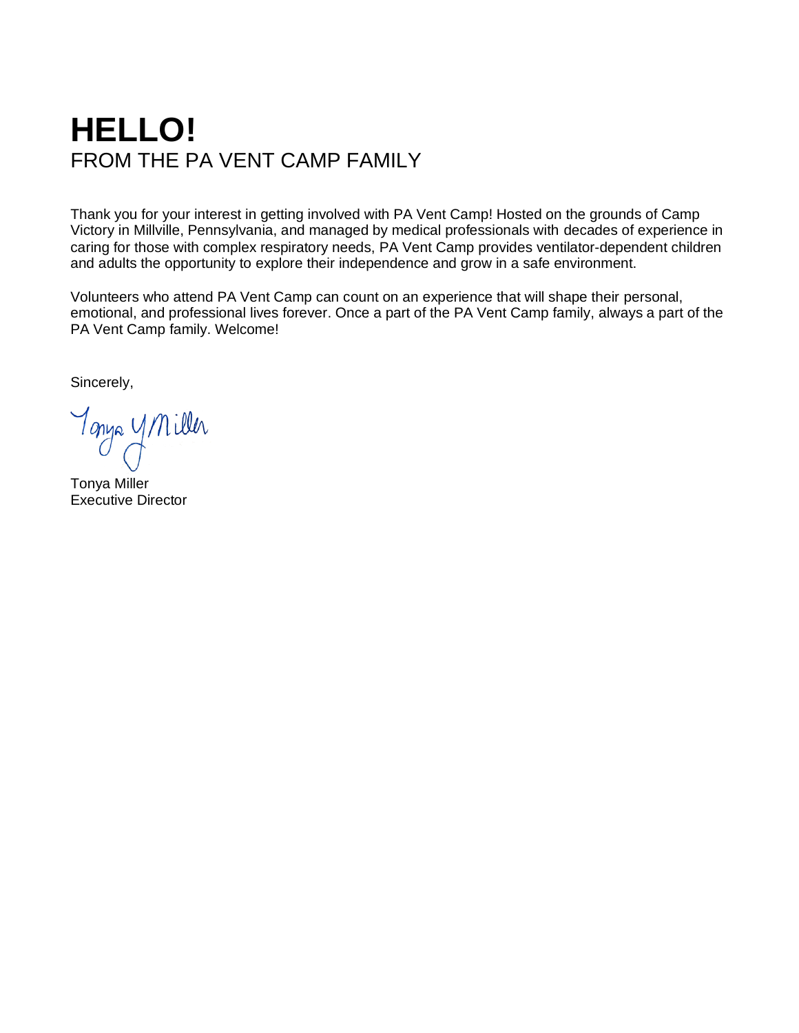# HELLO!

FROM THE PA VENT CAMP FAMILY

Thank you for your interest in getting involved with PA Vent Camp! Hosted on the grounds of Camp Victory in Millville, Pennsylvania, and managed by medical professionals with decades of experience in caring for those with complex respiratory needs, PA Vent Camp provides ventilator-dependent children and adults the opportunity to explore their independence and grow in a safe environment.

Volunteers who attend PA Vent Camp can count on an experience that will shape their personal, emotional, and professional lives forever. Once a part of the PA Vent Camp family, always a part of the PA Vent Camp family. Welcome!

Sincerely,

Tonya Y Miller

Tonya Miller
Executive Director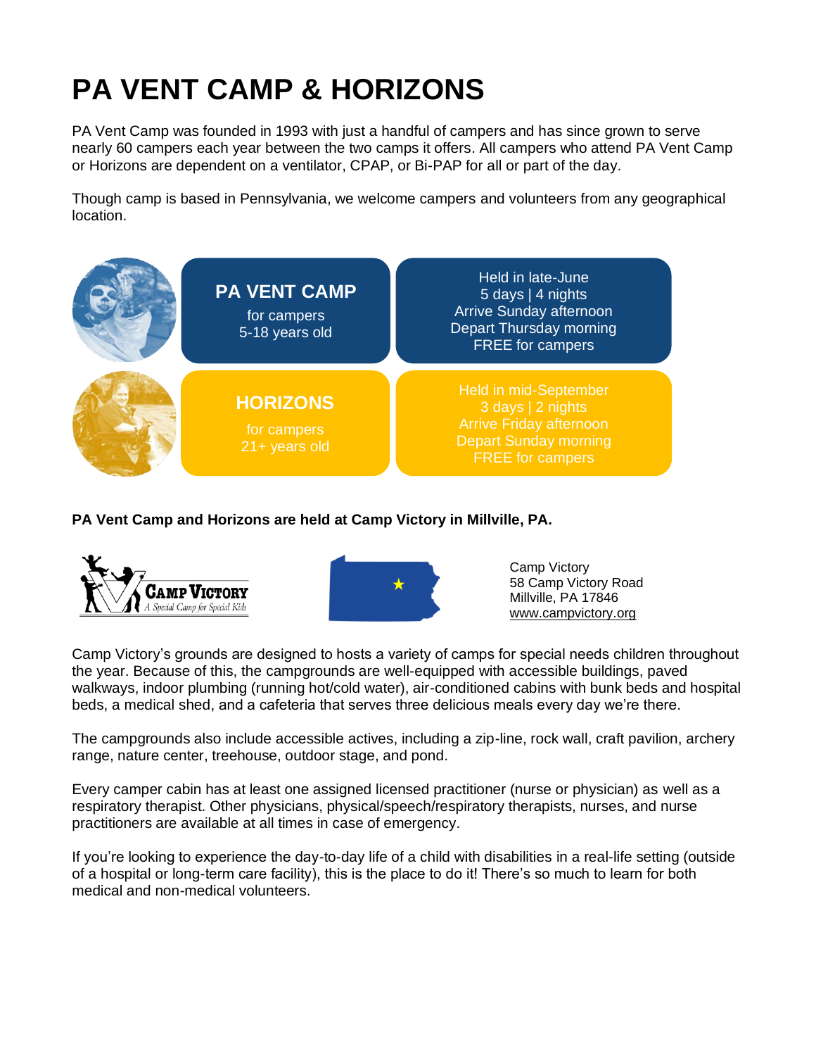# PA VENT CAMP & HORIZONS

PA Vent Camp was founded in 1993 with just a handful of campers and has since grown to serve nearly 60 campers each year between the two camps it offers. All campers who attend PA Vent Camp or Horizons are dependent on a ventilator, CPAP, or Bi-PAP for all or part of the day.

Though camp is based in Pennsylvania, we welcome campers and volunteers from any geographical location.

| | |
|---|---|
| **PA VENT CAMP**<br>for campers<br>5-18 years old | Held in late-June<br>5 days \| 4 nights<br>Arrive Sunday afternoon<br>Depart Thursday morning<br>FREE for campers |
| **HORIZONS**<br>for campers<br>21+ years old | Held in mid-September<br>3 days \| 2 nights<br>Arrive Friday afternoon<br>Depart Sunday morning<br>FREE for campers |

**PA Vent Camp and Horizons are held at Camp Victory in Millville, PA.**

CAMP VICTORY
A Special Camp for Special Kids

Camp Victory
58 Camp Victory Road
Millville, PA 17846
www.campvictory.org

Camp Victory's grounds are designed to hosts a variety of camps for special needs children throughout the year. Because of this, the campgrounds are well-equipped with accessible buildings, paved walkways, indoor plumbing (running hot/cold water), air-conditioned cabins with bunk beds and hospital beds, a medical shed, and a cafeteria that serves three delicious meals every day we're there.

The campgrounds also include accessible actives, including a zip-line, rock wall, craft pavilion, archery range, nature center, treehouse, outdoor stage, and pond.

Every camper cabin has at least one assigned licensed practitioner (nurse or physician) as well as a respiratory therapist. Other physicians, physical/speech/respiratory therapists, nurses, and nurse practitioners are available at all times in case of emergency.

If you're looking to experience the day-to-day life of a child with disabilities in a real-life setting (outside of a hospital or long-term care facility), this is the place to do it! There's so much to learn for both medical and non-medical volunteers.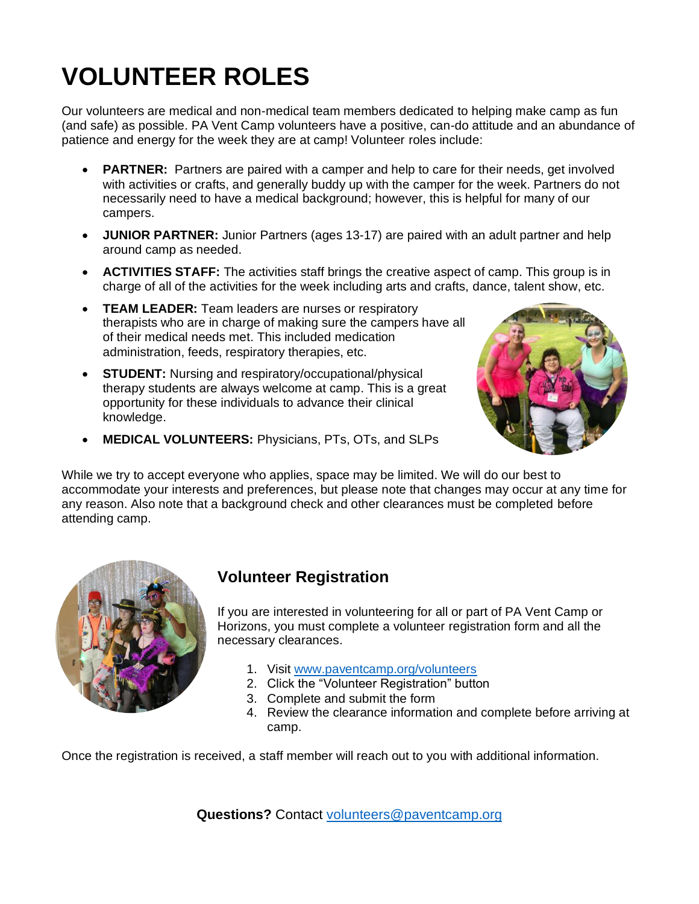# VOLUNTEER ROLES

Our volunteers are medical and non-medical team members dedicated to helping make camp as fun (and safe) as possible. PA Vent Camp volunteers have a positive, can-do attitude and an abundance of patience and energy for the week they are at camp! Volunteer roles include:

- **PARTNER:** Partners are paired with a camper and help to care for their needs, get involved with activities or crafts, and generally buddy up with the camper for the week. Partners do not necessarily need to have a medical background; however, this is helpful for many of our campers.
- **JUNIOR PARTNER:** Junior Partners (ages 13-17) are paired with an adult partner and help around camp as needed.
- **ACTIVITIES STAFF:** The activities staff brings the creative aspect of camp. This group is in charge of all of the activities for the week including arts and crafts, dance, talent show, etc.
- **TEAM LEADER:** Team leaders are nurses or respiratory therapists who are in charge of making sure the campers have all of their medical needs met. This included medication administration, feeds, respiratory therapies, etc.
- **STUDENT:** Nursing and respiratory/occupational/physical therapy students are always welcome at camp. This is a great opportunity for these individuals to advance their clinical knowledge.
- **MEDICAL VOLUNTEERS:** Physicians, PTs, OTs, and SLPs

While we try to accept everyone who applies, space may be limited. We will do our best to accommodate your interests and preferences, but please note that changes may occur at any time for any reason. Also note that a background check and other clearances must be completed before attending camp.

## Volunteer Registration

If you are interested in volunteering for all or part of PA Vent Camp or Horizons, you must complete a volunteer registration form and all the necessary clearances.

1. Visit www.paventcamp.org/volunteers
2. Click the "Volunteer Registration" button
3. Complete and submit the form
4. Review the clearance information and complete before arriving at camp.

Once the registration is received, a staff member will reach out to you with additional information.

**Questions?** Contact volunteers@paventcamp.org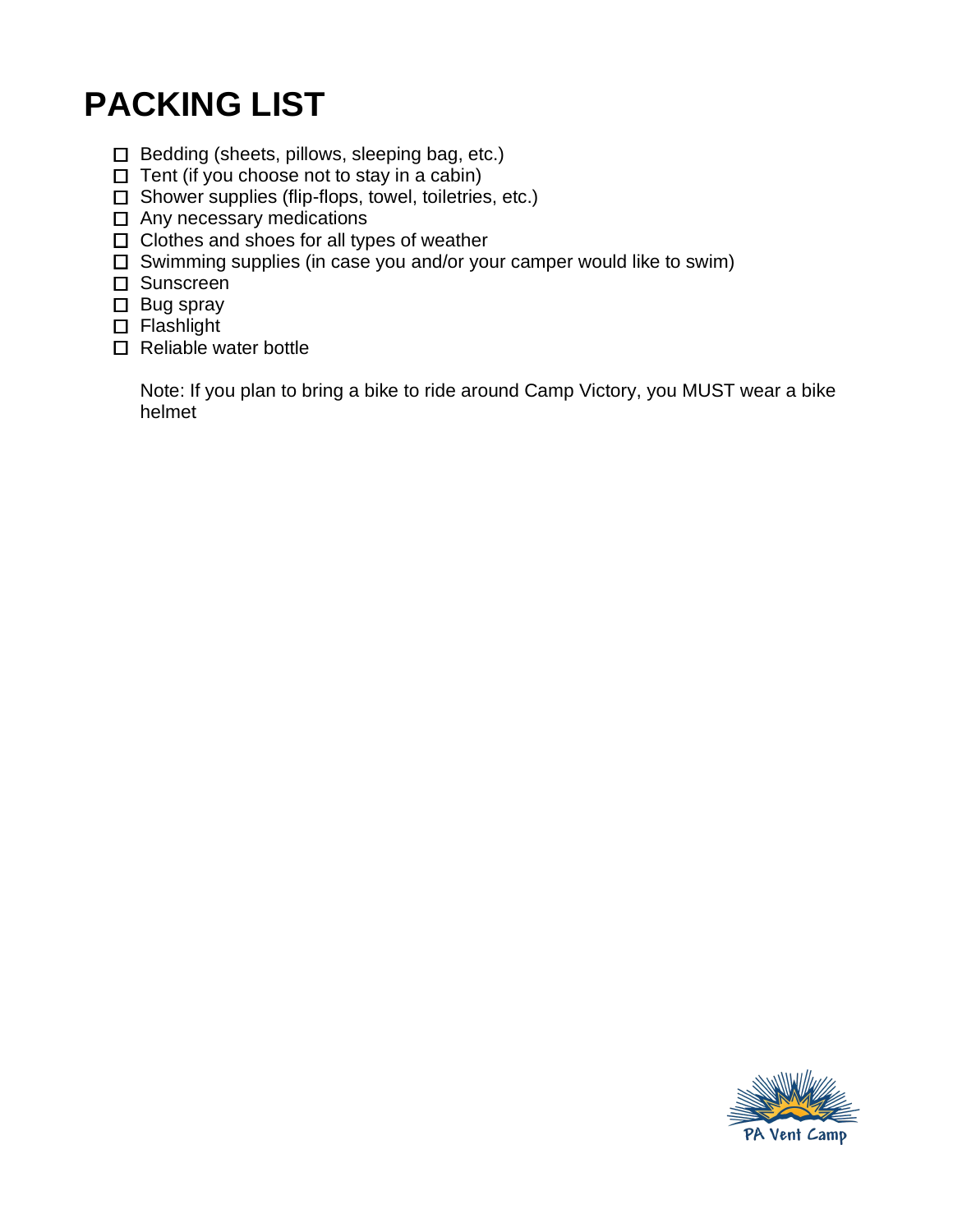# PACKING LIST

- ☐ Bedding (sheets, pillows, sleeping bag, etc.)
- ☐ Tent (if you choose not to stay in a cabin)
- ☐ Shower supplies (flip-flops, towel, toiletries, etc.)
- ☐ Any necessary medications
- ☐ Clothes and shoes for all types of weather
- ☐ Swimming supplies (in case you and/or your camper would like to swim)
- ☐ Sunscreen
- ☐ Bug spray
- ☐ Flashlight
- ☐ Reliable water bottle

Note: If you plan to bring a bike to ride around Camp Victory, you MUST wear a bike helmet

PA Vent Camp